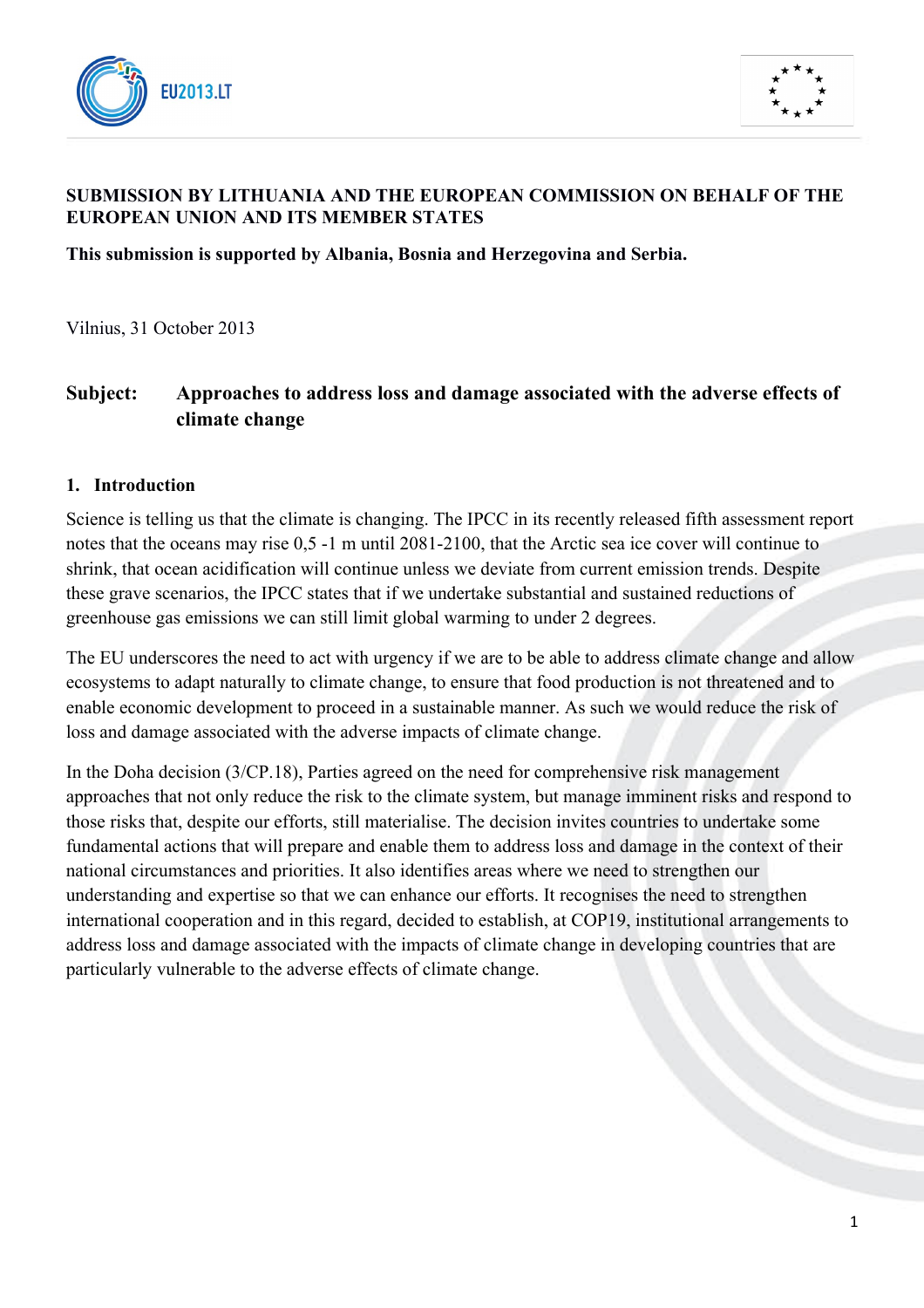**SUBMISSION BY LITHUANIA AND THE EUROPEAN COMMISSION ON BEHALF OF THE EUROPEAN UNION AND ITS MEMBER STATES**

**This submission is supported by Albania, Bosnia and Herzegovina and Serbia.**

Vilnius, 31 October 2013

**Subject: Approaches to address loss and damage associated with the adverse effects of climate change**

## 1. Introduction

Science is telling us that the climate is changing. The IPCC in its recently released fifth assessment report notes that the oceans may rise 0,5 -1 m until 2081-2100, that the Arctic sea ice cover will continue to shrink, that ocean acidification will continue unless we deviate from current emission trends. Despite these grave scenarios, the IPCC states that if we undertake substantial and sustained reductions of greenhouse gas emissions we can still limit global warming to under 2 degrees.

The EU underscores the need to act with urgency if we are to be able to address climate change and allow ecosystems to adapt naturally to climate change, to ensure that food production is not threatened and to enable economic development to proceed in a sustainable manner. As such we would reduce the risk of loss and damage associated with the adverse impacts of climate change.

In the Doha decision (3/CP.18), Parties agreed on the need for comprehensive risk management approaches that not only reduce the risk to the climate system, but manage imminent risks and respond to those risks that, despite our efforts, still materialise. The decision invites countries to undertake some fundamental actions that will prepare and enable them to address loss and damage in the context of their national circumstances and priorities. It also identifies areas where we need to strengthen our understanding and expertise so that we can enhance our efforts. It recognises the need to strengthen international cooperation and in this regard, decided to establish, at COP19, institutional arrangements to address loss and damage associated with the impacts of climate change in developing countries that are particularly vulnerable to the adverse effects of climate change.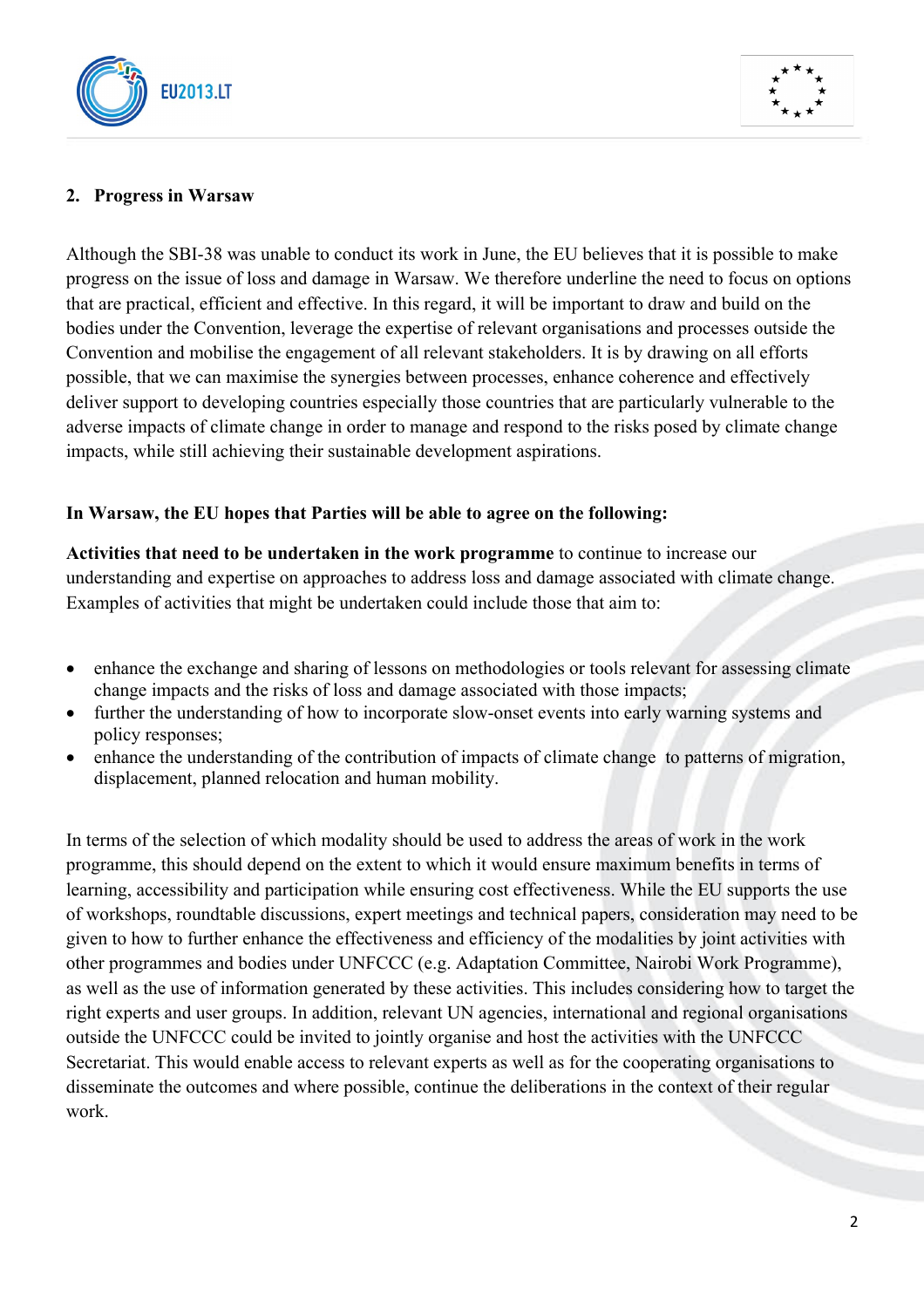## 2. Progress in Warsaw

Although the SBI-38 was unable to conduct its work in June, the EU believes that it is possible to make progress on the issue of loss and damage in Warsaw. We therefore underline the need to focus on options that are practical, efficient and effective. In this regard, it will be important to draw and build on the bodies under the Convention, leverage the expertise of relevant organisations and processes outside the Convention and mobilise the engagement of all relevant stakeholders. It is by drawing on all efforts possible, that we can maximise the synergies between processes, enhance coherence and effectively deliver support to developing countries especially those countries that are particularly vulnerable to the adverse impacts of climate change in order to manage and respond to the risks posed by climate change impacts, while still achieving their sustainable development aspirations.

**In Warsaw, the EU hopes that Parties will be able to agree on the following:**

**Activities that need to be undertaken in the work programme** to continue to increase our understanding and expertise on approaches to address loss and damage associated with climate change. Examples of activities that might be undertaken could include those that aim to:

- enhance the exchange and sharing of lessons on methodologies or tools relevant for assessing climate change impacts and the risks of loss and damage associated with those impacts;
- further the understanding of how to incorporate slow-onset events into early warning systems and policy responses;
- enhance the understanding of the contribution of impacts of climate change to patterns of migration, displacement, planned relocation and human mobility.

In terms of the selection of which modality should be used to address the areas of work in the work programme, this should depend on the extent to which it would ensure maximum benefits in terms of learning, accessibility and participation while ensuring cost effectiveness. While the EU supports the use of workshops, roundtable discussions, expert meetings and technical papers, consideration may need to be given to how to further enhance the effectiveness and efficiency of the modalities by joint activities with other programmes and bodies under UNFCCC (e.g. Adaptation Committee, Nairobi Work Programme), as well as the use of information generated by these activities. This includes considering how to target the right experts and user groups. In addition, relevant UN agencies, international and regional organisations outside the UNFCCC could be invited to jointly organise and host the activities with the UNFCCC Secretariat. This would enable access to relevant experts as well as for the cooperating organisations to disseminate the outcomes and where possible, continue the deliberations in the context of their regular work.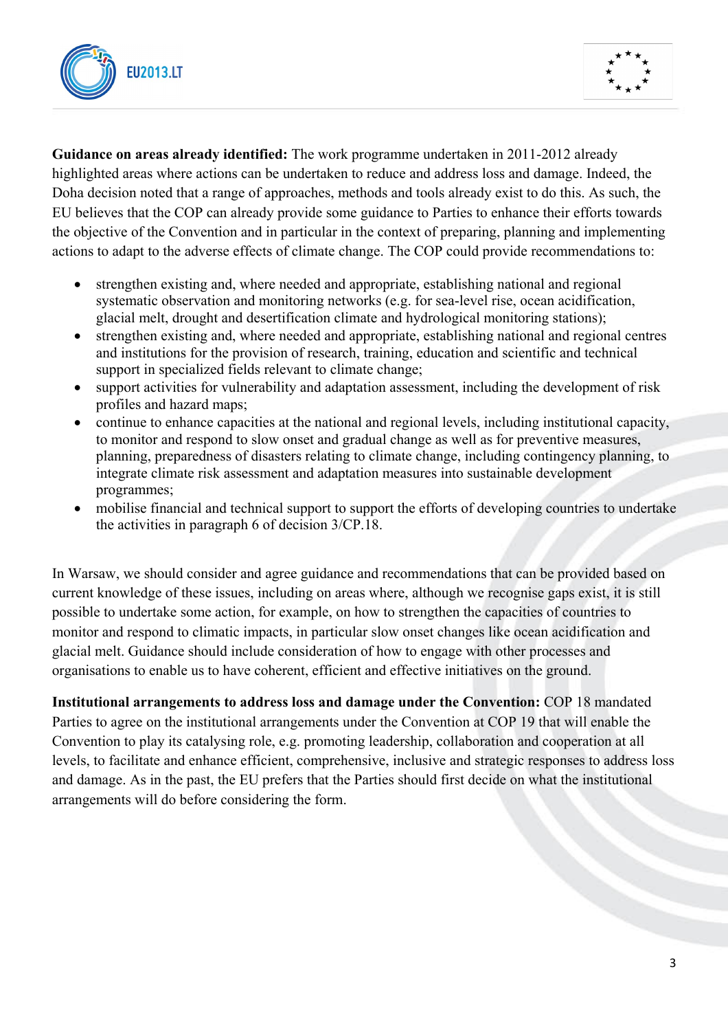**Guidance on areas already identified:** The work programme undertaken in 2011-2012 already highlighted areas where actions can be undertaken to reduce and address loss and damage. Indeed, the Doha decision noted that a range of approaches, methods and tools already exist to do this. As such, the EU believes that the COP can already provide some guidance to Parties to enhance their efforts towards the objective of the Convention and in particular in the context of preparing, planning and implementing actions to adapt to the adverse effects of climate change. The COP could provide recommendations to:

- strengthen existing and, where needed and appropriate, establishing national and regional systematic observation and monitoring networks (e.g. for sea-level rise, ocean acidification, glacial melt, drought and desertification climate and hydrological monitoring stations);
- strengthen existing and, where needed and appropriate, establishing national and regional centres and institutions for the provision of research, training, education and scientific and technical support in specialized fields relevant to climate change;
- support activities for vulnerability and adaptation assessment, including the development of risk profiles and hazard maps;
- continue to enhance capacities at the national and regional levels, including institutional capacity, to monitor and respond to slow onset and gradual change as well as for preventive measures, planning, preparedness of disasters relating to climate change, including contingency planning, to integrate climate risk assessment and adaptation measures into sustainable development programmes;
- mobilise financial and technical support to support the efforts of developing countries to undertake the activities in paragraph 6 of decision 3/CP.18.

In Warsaw, we should consider and agree guidance and recommendations that can be provided based on current knowledge of these issues, including on areas where, although we recognise gaps exist, it is still possible to undertake some action, for example, on how to strengthen the capacities of countries to monitor and respond to climatic impacts, in particular slow onset changes like ocean acidification and glacial melt. Guidance should include consideration of how to engage with other processes and organisations to enable us to have coherent, efficient and effective initiatives on the ground.

**Institutional arrangements to address loss and damage under the Convention:** COP 18 mandated Parties to agree on the institutional arrangements under the Convention at COP 19 that will enable the Convention to play its catalysing role, e.g. promoting leadership, collaboration and cooperation at all levels, to facilitate and enhance efficient, comprehensive, inclusive and strategic responses to address loss and damage. As in the past, the EU prefers that the Parties should first decide on what the institutional arrangements will do before considering the form.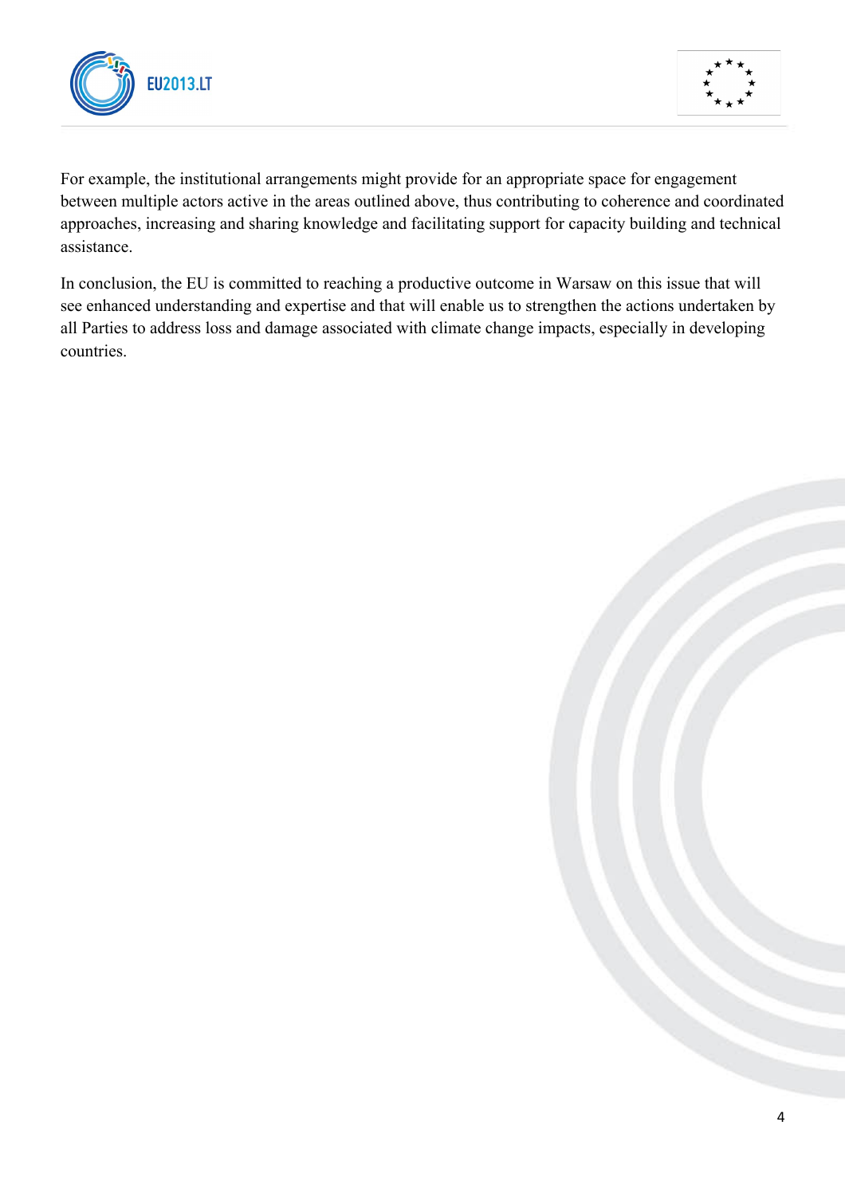For example, the institutional arrangements might provide for an appropriate space for engagement between multiple actors active in the areas outlined above, thus contributing to coherence and coordinated approaches, increasing and sharing knowledge and facilitating support for capacity building and technical assistance.

In conclusion, the EU is committed to reaching a productive outcome in Warsaw on this issue that will see enhanced understanding and expertise and that will enable us to strengthen the actions undertaken by all Parties to address loss and damage associated with climate change impacts, especially in developing countries.